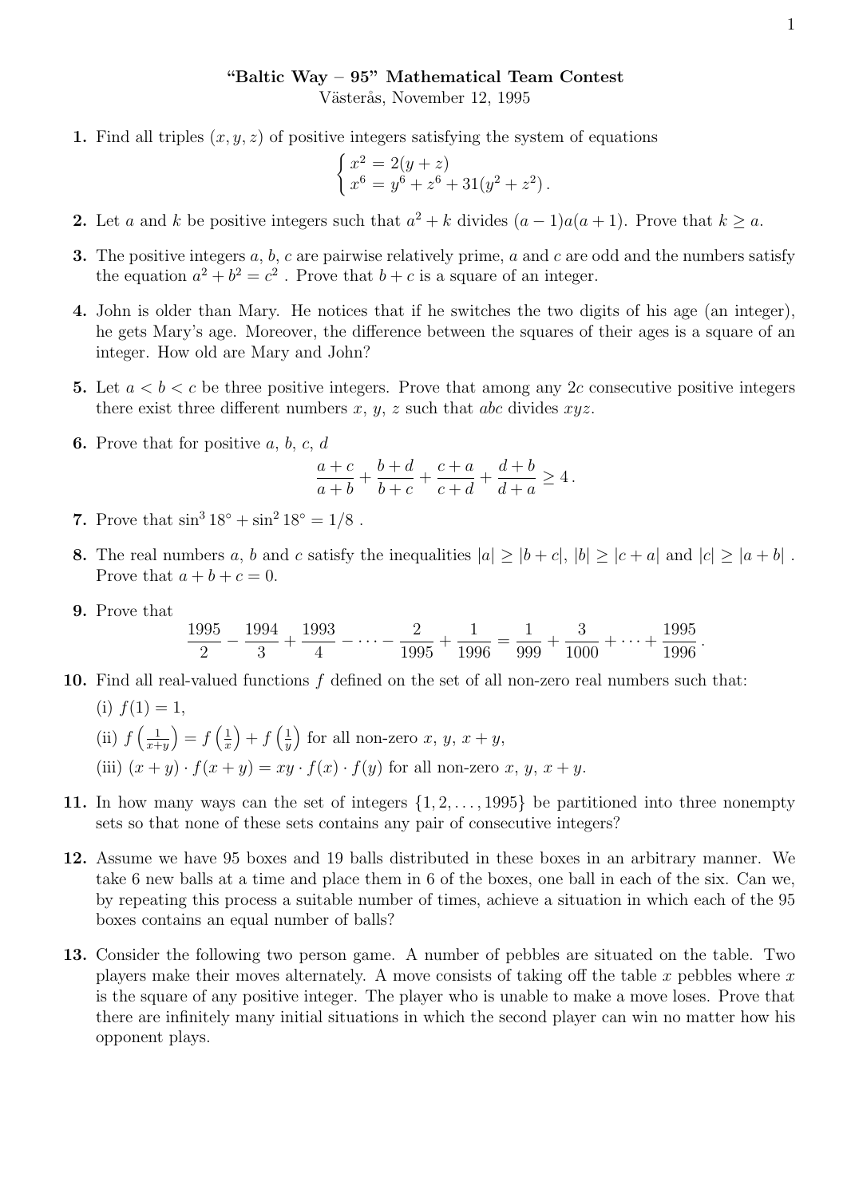**"Baltic Way – 95" Mathematical Team Contest**

Västerås, November 12, 1995

**1.** Find all triples $(x, y, z)$ of positive integers satisfying the system of equations

$$\begin{cases} x^2 = 2(y+z) \\ x^6 = y^6 + z^6 + 31(y^2+z^2). \end{cases}$$

**2.** Let $a$ and $k$ be positive integers such that $a^2 + k$ divides $(a-1)a(a+1)$. Prove that $k \geq a$.

**3.** The positive integers $a$, $b$, $c$ are pairwise relatively prime, $a$ and $c$ are odd and the numbers satisfy the equation $a^2 + b^2 = c^2$ . Prove that $b + c$ is a square of an integer.

**4.** John is older than Mary. He notices that if he switches the two digits of his age (an integer), he gets Mary's age. Moreover, the difference between the squares of their ages is a square of an integer. How old are Mary and John?

**5.** Let $a < b < c$ be three positive integers. Prove that among any $2c$ consecutive positive integers there exist three different numbers $x$, $y$, $z$ such that $abc$ divides $xyz$.

**6.** Prove that for positive $a$, $b$, $c$, $d$

$$\frac{a+c}{a+b} + \frac{b+d}{b+c} + \frac{c+a}{c+d} + \frac{d+b}{d+a} \geq 4 .$$

**7.** Prove that $\sin^3 18^\circ + \sin^2 18^\circ = 1/8$ .

**8.** The real numbers $a$, $b$ and $c$ satisfy the inequalities $|a| \geq |b+c|$, $|b| \geq |c+a|$ and $|c| \geq |a+b|$ . Prove that $a + b + c = 0$.

**9.** Prove that

$$\frac{1995}{2} - \frac{1994}{3} + \frac{1993}{4} - \cdots - \frac{2}{1995} + \frac{1}{1996} = \frac{1}{999} + \frac{3}{1000} + \cdots + \frac{1995}{1996} .$$

**10.** Find all real-valued functions $f$ defined on the set of all non-zero real numbers such that:

(i) $f(1) = 1$,

(ii) $f\left(\frac{1}{x+y}\right) = f\left(\frac{1}{x}\right) + f\left(\frac{1}{y}\right)$ for all non-zero $x$, $y$, $x+y$,

(iii) $(x+y) \cdot f(x+y) = xy \cdot f(x) \cdot f(y)$ for all non-zero $x$, $y$, $x+y$.

**11.** In how many ways can the set of integers $\{1, 2, \ldots, 1995\}$ be partitioned into three nonempty sets so that none of these sets contains any pair of consecutive integers?

**12.** Assume we have 95 boxes and 19 balls distributed in these boxes in an arbitrary manner. We take 6 new balls at a time and place them in 6 of the boxes, one ball in each of the six. Can we, by repeating this process a suitable number of times, achieve a situation in which each of the 95 boxes contains an equal number of balls?

**13.** Consider the following two person game. A number of pebbles are situated on the table. Two players make their moves alternately. A move consists of taking off the table $x$ pebbles where $x$ is the square of any positive integer. The player who is unable to make a move loses. Prove that there are infinitely many initial situations in which the second player can win no matter how his opponent plays.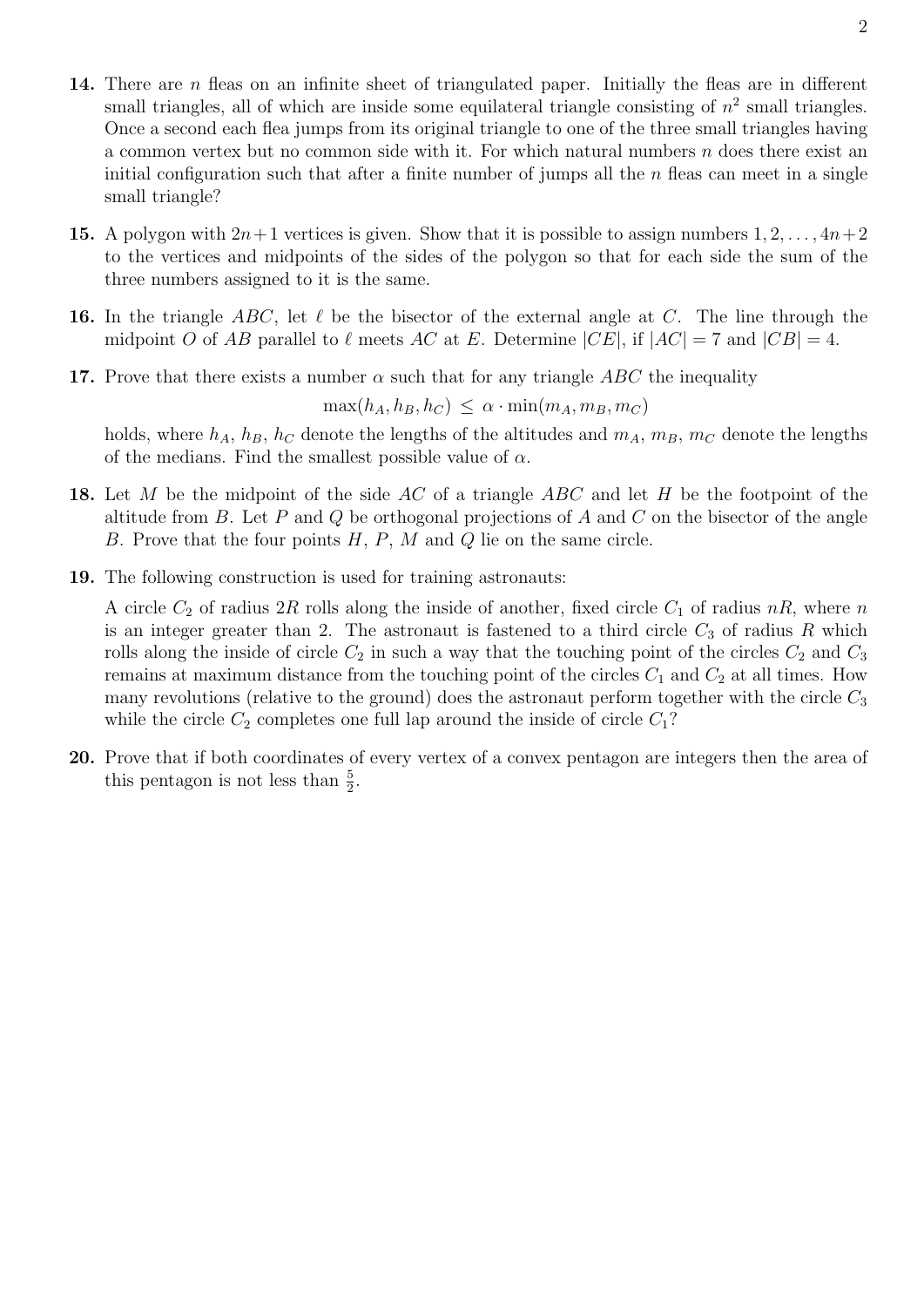**14.** There are $n$ fleas on an infinite sheet of triangulated paper. Initially the fleas are in different small triangles, all of which are inside some equilateral triangle consisting of $n^2$ small triangles. Once a second each flea jumps from its original triangle to one of the three small triangles having a common vertex but no common side with it. For which natural numbers $n$ does there exist an initial configuration such that after a finite number of jumps all the $n$ fleas can meet in a single small triangle?

**15.** A polygon with $2n+1$ vertices is given. Show that it is possible to assign numbers $1, 2, \ldots, 4n+2$ to the vertices and midpoints of the sides of the polygon so that for each side the sum of the three numbers assigned to it is the same.

**16.** In the triangle $ABC$, let $\ell$ be the bisector of the external angle at $C$. The line through the midpoint $O$ of $AB$ parallel to $\ell$ meets $AC$ at $E$. Determine $|CE|$, if $|AC| = 7$ and $|CB| = 4$.

**17.** Prove that there exists a number $\alpha$ such that for any triangle $ABC$ the inequality

$$\max(h_A, h_B, h_C) \leq \alpha \cdot \min(m_A, m_B, m_C)$$

holds, where $h_A$, $h_B$, $h_C$ denote the lengths of the altitudes and $m_A$, $m_B$, $m_C$ denote the lengths of the medians. Find the smallest possible value of $\alpha$.

**18.** Let $M$ be the midpoint of the side $AC$ of a triangle $ABC$ and let $H$ be the footpoint of the altitude from $B$. Let $P$ and $Q$ be orthogonal projections of $A$ and $C$ on the bisector of the angle $B$. Prove that the four points $H$, $P$, $M$ and $Q$ lie on the same circle.

**19.** The following construction is used for training astronauts:

A circle $C_2$ of radius $2R$ rolls along the inside of another, fixed circle $C_1$ of radius $nR$, where $n$ is an integer greater than 2. The astronaut is fastened to a third circle $C_3$ of radius $R$ which rolls along the inside of circle $C_2$ in such a way that the touching point of the circles $C_2$ and $C_3$ remains at maximum distance from the touching point of the circles $C_1$ and $C_2$ at all times. How many revolutions (relative to the ground) does the astronaut perform together with the circle $C_3$ while the circle $C_2$ completes one full lap around the inside of circle $C_1$?

**20.** Prove that if both coordinates of every vertex of a convex pentagon are integers then the area of this pentagon is not less than $\frac{5}{2}$.